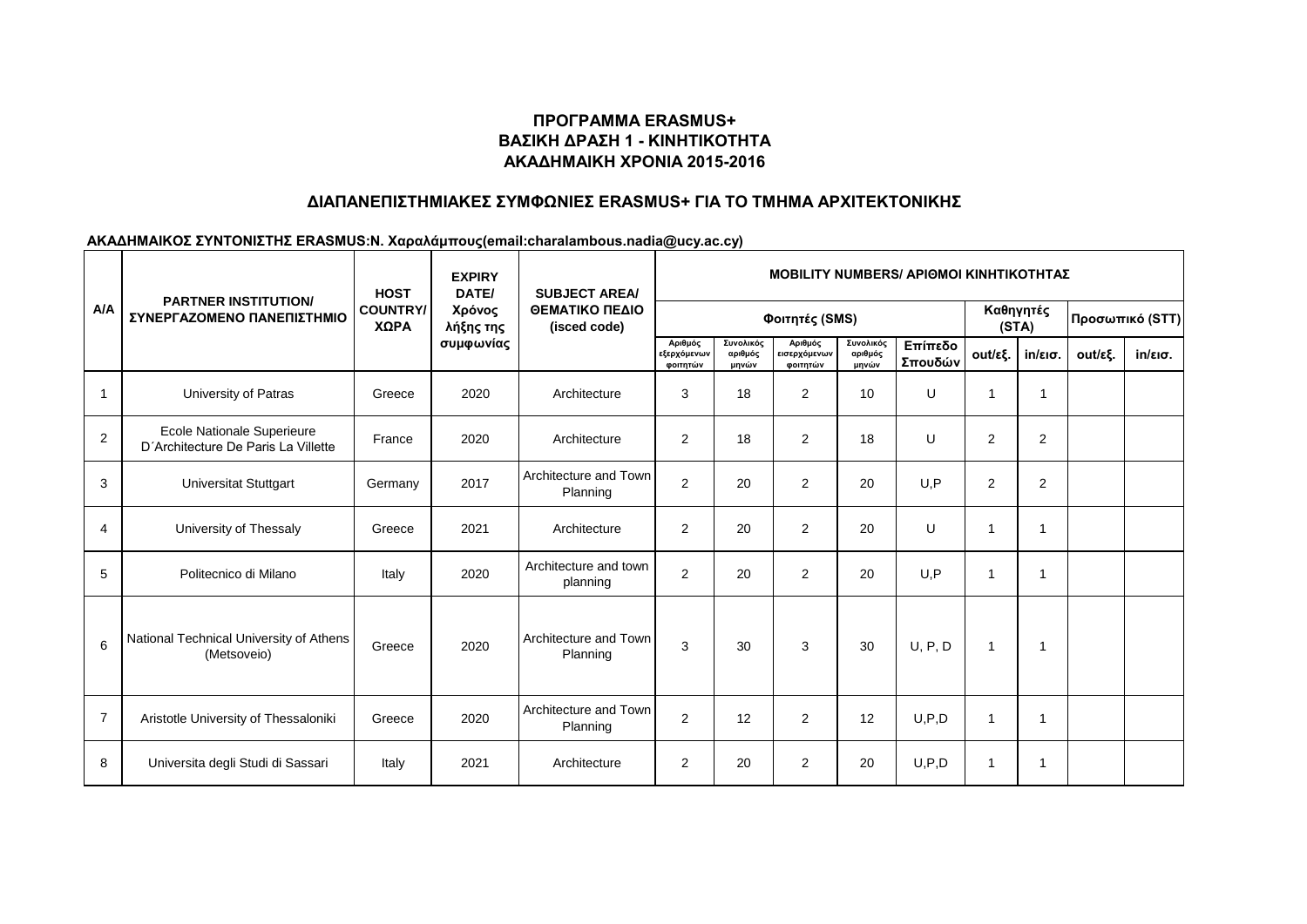**ΠΡΟΓΡΑΜΜΑ ERASMUS+**
**ΒΑΣΙΚΗ ΔΡΑΣΗ 1 - ΚΙΝΗΤΙΚΟΤΗΤΑ**
**ΑΚΑΔΗΜΑΙΚΗ ΧΡΟΝΙΑ 2015-2016**

**ΔΙΑΠΑΝΕΠΙΣΤΗΜΙΑΚΕΣ ΣΥΜΦΩΝΙΕΣ ERASMUS+ ΓΙΑ ΤΟ ΤΜΗΜΑ ΑΡΧΙΤΕΚΤΟΝΙΚΗΣ**

**ΑΚΑΔΗΜΑΙΚΟΣ ΣΥΝΤΟΝΙΣΤΗΣ ERASMUS:Ν. Χαραλάμπους(email:charalambous.nadia@ucy.ac.cy)**

| Α/Α | PARTNER INSTITUTION/ ΣΥΝΕΡΓΑΖΟΜΕΝΟ ΠΑΝΕΠΙΣΤΗΜΙΟ | HOST COUNTRY/ ΧΩΡΑ | EXPIRY DATE/ Χρόνος λήξης της συμφωνίας | SUBJECT AREA/ ΘΕΜΑΤΙΚΟ ΠΕΔΙΟ (isced code) | MOBILITY NUMBERS/ ΑΡΙΘΜΟΙ ΚΙΝΗΤΙΚΟΤΗΤΑΣ | | | | | | | | |
|---|---|---|---|---|---|---|---|---|---|---|---|---|---|
| | | | | | Φοιτητές (SMS) | | | | | Καθηγητές (STA) | | Προσωπικό (STT) | |
| | | | | | Αριθμός εξερχόμενων φοιτητών | Συνολικός αριθμός μηνών | Αριθμός εισερχόμενων φοιτητών | Συνολικός αριθμός μηνών | Επίπεδο Σπουδών | out/εξ. | in/εισ. | out/εξ. | in/εισ. |
| 1 | University of Patras | Greece | 2020 | Architecture | 3 | 18 | 2 | 10 | U | 1 | 1 | | |
| 2 | Ecole Nationale Superieure D´Architecture De Paris La Villette | France | 2020 | Architecture | 2 | 18 | 2 | 18 | U | 2 | 2 | | |
| 3 | Universitat Stuttgart | Germany | 2017 | Architecture and Town Planning | 2 | 20 | 2 | 20 | U,P | 2 | 2 | | |
| 4 | University of Thessaly | Greece | 2021 | Architecture | 2 | 20 | 2 | 20 | U | 1 | 1 | | |
| 5 | Politecnico di Milano | Italy | 2020 | Architecture and town planning | 2 | 20 | 2 | 20 | U,P | 1 | 1 | | |
| 6 | National Technical University of Athens (Metsoveio) | Greece | 2020 | Architecture and Town Planning | 3 | 30 | 3 | 30 | U, P, D | 1 | 1 | | |
| 7 | Aristotle University of Thessaloniki | Greece | 2020 | Architecture and Town Planning | 2 | 12 | 2 | 12 | U,P,D | 1 | 1 | | |
| 8 | Universita degli Studi di Sassari | Italy | 2021 | Architecture | 2 | 20 | 2 | 20 | U,P,D | 1 | 1 | | |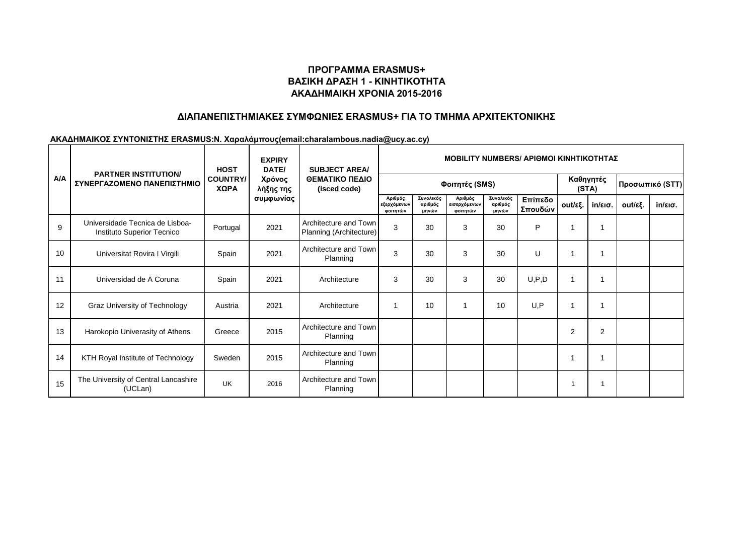**ΠΡΟΓΡΑΜΜΑ ERASMUS+**
**ΒΑΣΙΚΗ ΔΡΑΣΗ 1 - ΚΙΝΗΤΙΚΟΤΗΤΑ**
**ΑΚΑΔΗΜΑΙΚΗ ΧΡΟΝΙΑ 2015-2016**

**ΔΙΑΠΑΝΕΠΙΣΤΗΜΙΑΚΕΣ ΣΥΜΦΩΝΙΕΣ ERASMUS+ ΓΙΑ ΤΟ ΤΜΗΜΑ ΑΡΧΙΤΕΚΤΟΝΙΚΗΣ**

**ΑΚΑΔΗΜΑΙΚΟΣ ΣΥΝΤΟΝΙΣΤΗΣ ERASMUS:Ν. Χαραλάμπους(email:charalambous.nadia@ucy.ac.cy)**

| A/A | PARTNER INSTITUTION/ ΣΥΝΕΡΓΑΖΟΜΕΝΟ ΠΑΝΕΠΙΣΤΗΜΙΟ | HOST COUNTRY/ ΧΩΡΑ | EXPIRY DATE/ Χρόνος λήξης της συμφωνίας | SUBJECT AREA/ ΘΕΜΑΤΙΚΟ ΠΕΔΙΟ (isced code) | MOBILITY NUMBERS/ ΑΡΙΘΜΟΙ ΚΙΝΗΤΙΚΟΤΗΤΑΣ | | | | | | | | |
|---|---|---|---|---|---|---|---|---|---|---|---|---|---|
| | | | | | Φοιτητές (SMS) | | | | | Καθηγητές (STA) | | Προσωπικό (STT) | |
| | | | | | Αριθμός εξερχόμενων φοιτητών | Συνολικός αριθμός μηνών | Αριθμός εισερχόμενων φοιτητών | Συνολικός αριθμός μηνών | Επίπεδο Σπουδών | out/εξ. | in/εισ. | out/εξ. | in/εισ. |
| 9 | Universidade Tecnica de Lisboa-Instituto Superior Tecnico | Portugal | 2021 | Architecture and Town Planning (Architecture) | 3 | 30 | 3 | 30 | P | 1 | 1 | | |
| 10 | Universitat Rovira I Virgili | Spain | 2021 | Architecture and Town Planning | 3 | 30 | 3 | 30 | U | 1 | 1 | | |
| 11 | Universidad de A Coruna | Spain | 2021 | Architecture | 3 | 30 | 3 | 30 | U,P,D | 1 | 1 | | |
| 12 | Graz University of Technology | Austria | 2021 | Architecture | 1 | 10 | 1 | 10 | U,P | 1 | 1 | | |
| 13 | Harokopio Univerasity of Athens | Greece | 2015 | Architecture and Town Planning | | | | | | 2 | 2 | | |
| 14 | KTH Royal Institute of Technology | Sweden | 2015 | Architecture and Town Planning | | | | | | 1 | 1 | | |
| 15 | The University of Central Lancashire (UCLan) | UK | 2016 | Architecture and Town Planning | | | | | | 1 | 1 | | |